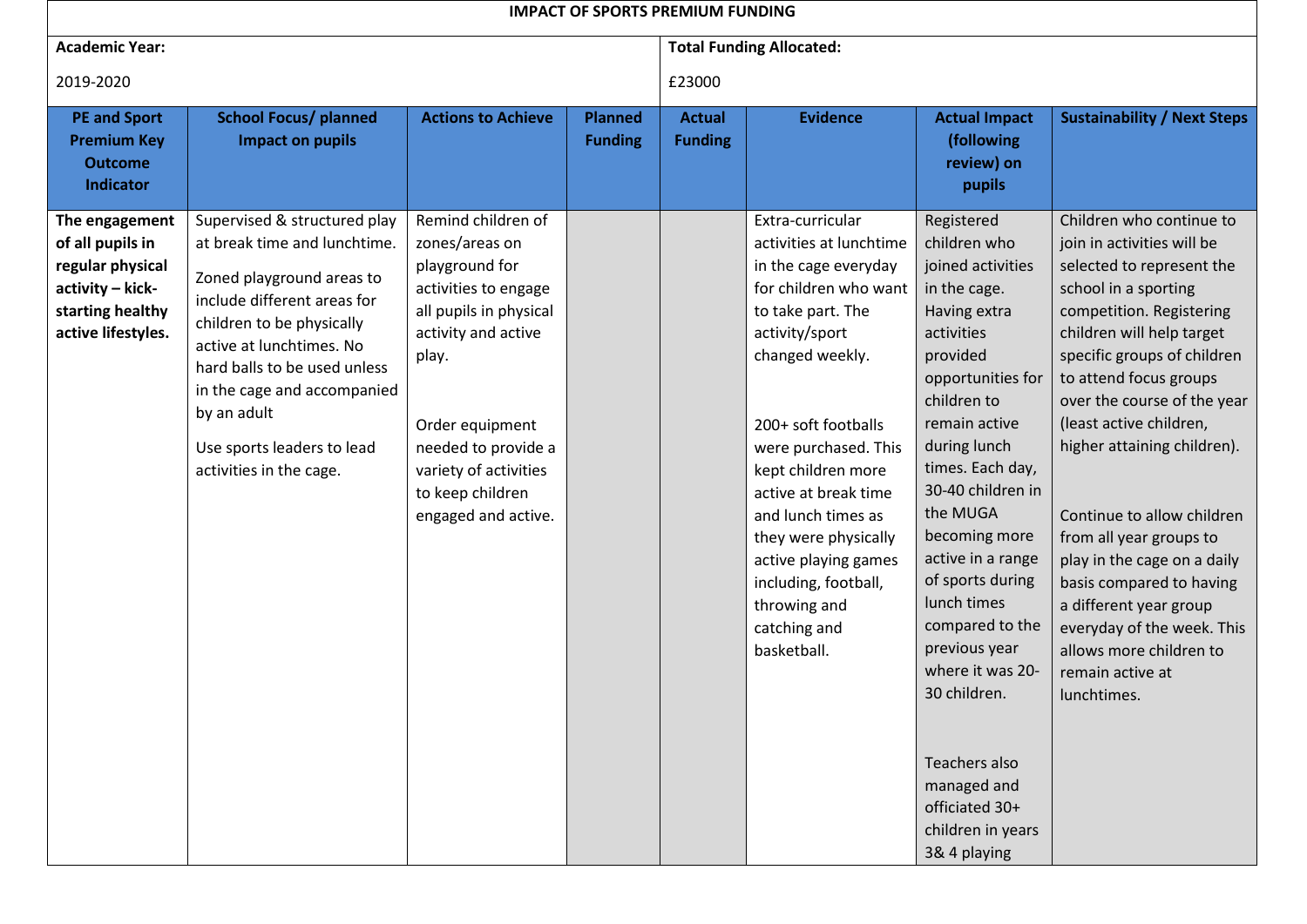# IMPACT OF SPORTS PREMIUM FUNDING

| **Academic Year:** | **Total Funding Allocated:** |
|---|---|
| 2019-2020 | £23000 |

| PE and Sport Premium Key Outcome Indicator | School Focus/ planned Impact on pupils | Actions to Achieve | Planned Funding | Actual Funding | Evidence | Actual Impact (following review) on pupils | Sustainability / Next Steps |
|---|---|---|---|---|---|---|---|
| **The engagement of all pupils in regular physical activity – kick-starting healthy active lifestyles.** | Supervised & structured play at break time and lunchtime.<br><br>Zoned playground areas to include different areas for children to be physically active at lunchtimes. No hard balls to be used unless in the cage and accompanied by an adult<br><br>Use sports leaders to lead activities in the cage. | Remind children of zones/areas on playground for activities to engage all pupils in physical activity and active play.<br><br>Order equipment needed to provide a variety of activities to keep children engaged and active. | | | Extra-curricular activities at lunchtime in the cage everyday for children who want to take part. The activity/sport changed weekly.<br><br>200+ soft footballs were purchased. This kept children more active at break time and lunch times as they were physically active playing games including, football, throwing and catching and basketball. | Registered children who joined activities in the cage. Having extra activities provided opportunities for children to remain active during lunch times. Each day, 30-40 children in the MUGA becoming more active in a range of sports during lunch times compared to the previous year where it was 20-30 children.<br><br>Teachers also managed and officiated 30+ children in years 3& 4 playing | Children who continue to join in activities will be selected to represent the school in a sporting competition. Registering children will help target specific groups of children to attend focus groups over the course of the year (least active children, higher attaining children).<br><br>Continue to allow children from all year groups to play in the cage on a daily basis compared to having a different year group everyday of the week. This allows more children to remain active at lunchtimes. |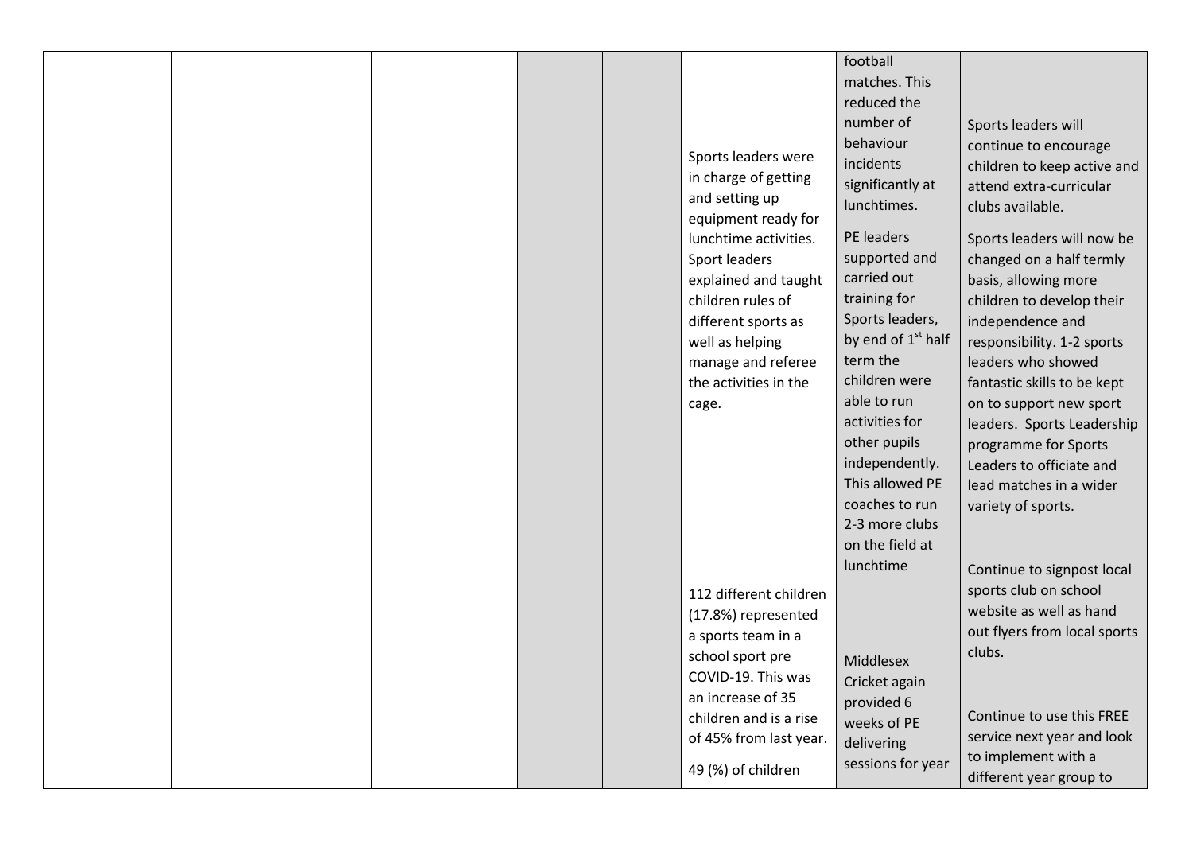| | | | | | | | |
|---|---|---|---|---|---|---|---|
| | | | | | Sports leaders were in charge of getting and setting up equipment ready for lunchtime activities. Sport leaders explained and taught children rules of different sports as well as helping manage and referee the activities in the cage.<br><br>112 different children (17.8%) represented a sports team in a school sport pre COVID-19. This was an increase of 35 children and is a rise of 45% from last year.<br><br>49 (%) of children | football matches. This reduced the number of behaviour incidents significantly at lunchtimes.<br><br>PE leaders supported and carried out training for Sports leaders, by end of 1st half term the children were able to run activities for other pupils independently. This allowed PE coaches to run 2-3 more clubs on the field at lunchtime<br><br>Middlesex Cricket again provided 6 weeks of PE delivering sessions for year | Sports leaders will continue to encourage children to keep active and attend extra-curricular clubs available.<br><br>Sports leaders will now be changed on a half termly basis, allowing more children to develop their independence and responsibility. 1-2 sports leaders who showed fantastic skills to be kept on to support new sport leaders. Sports Leadership programme for Sports Leaders to officiate and lead matches in a wider variety of sports.<br><br>Continue to signpost local sports club on school website as well as hand out flyers from local sports clubs.<br><br>Continue to use this FREE service next year and look to implement with a different year group to |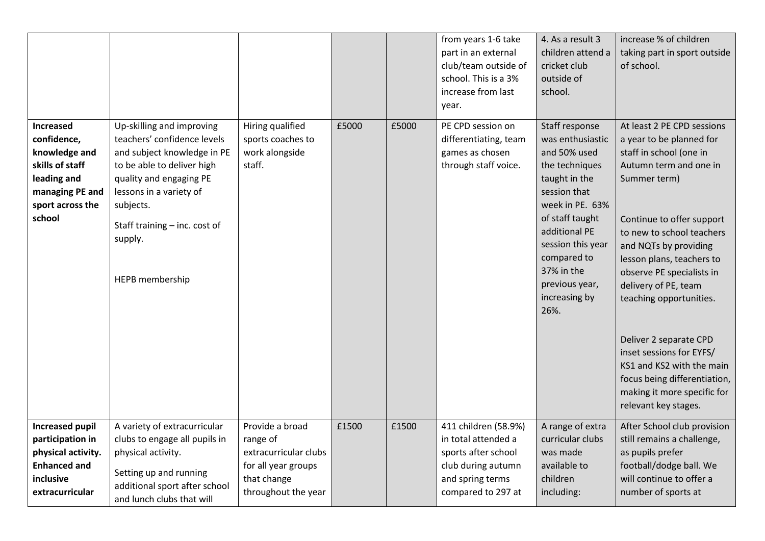| | | | | | | | |
|---|---|---|---|---|---|---|---|
| | | | | | from years 1-6 take part in an external club/team outside of school. This is a 3% increase from last year. | 4. As a result 3 children attend a cricket club outside of school. | increase % of children taking part in sport outside of school. |
| **Increased confidence, knowledge and skills of staff leading and managing PE and sport across the school** | Up-skilling and improving teachers' confidence levels and subject knowledge in PE to be able to deliver high quality and engaging PE lessons in a variety of subjects.<br><br>Staff training – inc. cost of supply.<br><br>HEPB membership | Hiring qualified sports coaches to work alongside staff. | £5000 | £5000 | PE CPD session on differentiating, team games as chosen through staff voice. | Staff response was enthusiastic and 50% used the techniques taught in the session that week in PE. 63% of staff taught additional PE session this year compared to 37% in the previous year, increasing by 26%. | At least 2 PE CPD sessions a year to be planned for staff in school (one in Autumn term and one in Summer term)<br><br>Continue to offer support to new to school teachers and NQTs by providing lesson plans, teachers to observe PE specialists in delivery of PE, team teaching opportunities.<br><br>Deliver 2 separate CPD inset sessions for EYFS/ KS1 and KS2 with the main focus being differentiation, making it more specific for relevant key stages. |
| **Increased pupil participation in physical activity. Enhanced and inclusive extracurricular** | A variety of extracurricular clubs to engage all pupils in physical activity.<br><br>Setting up and running additional sport after school and lunch clubs that will | Provide a broad range of extracurricular clubs for all year groups that change throughout the year | £1500 | £1500 | 411 children (58.9%) in total attended a sports after school club during autumn and spring terms compared to 297 at | A range of extra curricular clubs was made available to children including: | After School club provision still remains a challenge, as pupils prefer football/dodge ball. We will continue to offer a number of sports at |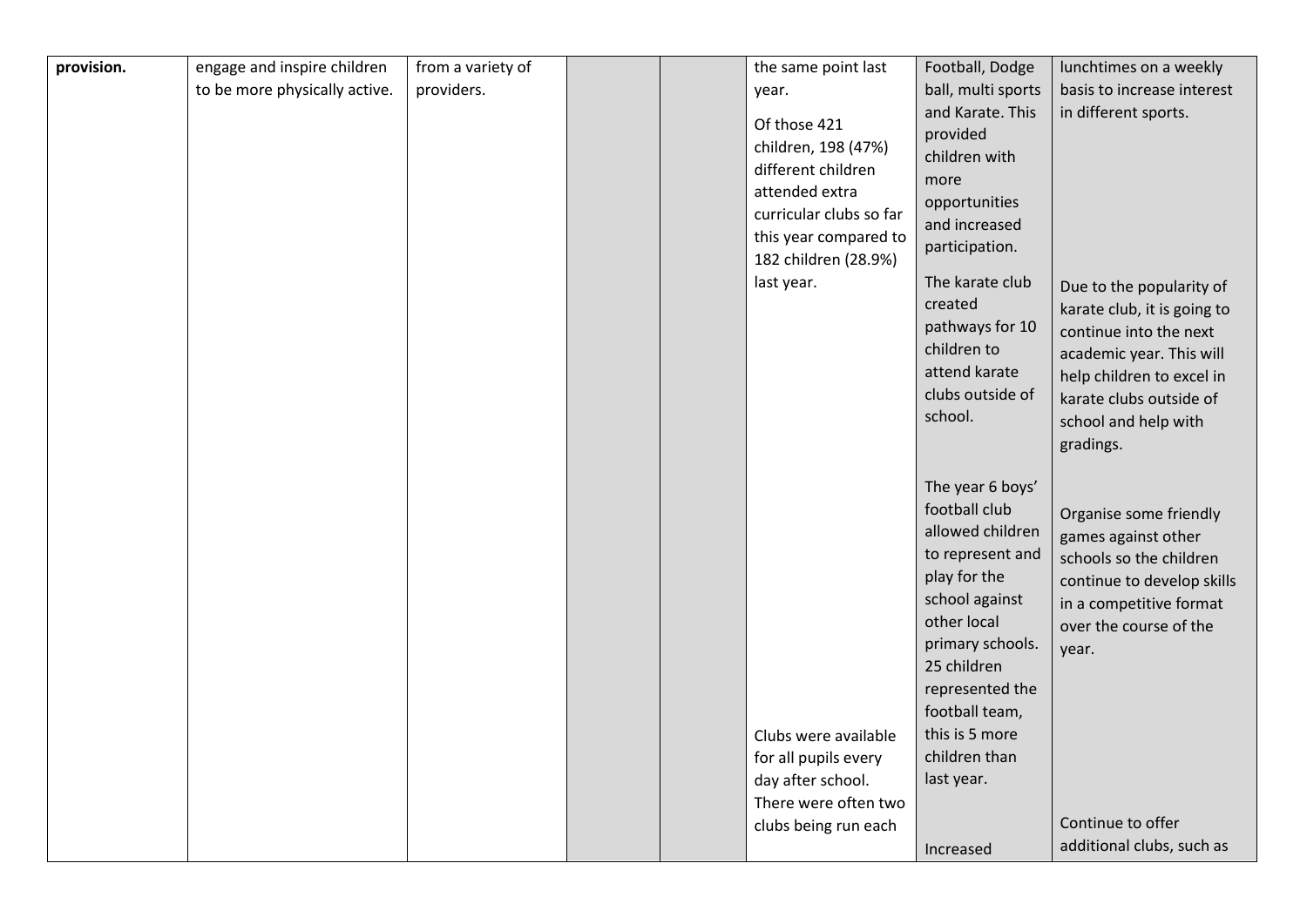| | | | | | | | |
|---|---|---|---|---|---|---|---|
| **provision.** | engage and inspire children to be more physically active. | from a variety of providers. | | | the same point last year.<br><br>Of those 421 children, 198 (47%) different children attended extra curricular clubs so far this year compared to 182 children (28.9%) last year.<br><br>Clubs were available for all pupils every day after school. There were often two clubs being run each | Football, Dodge ball, multi sports and Karate. This provided children with more opportunities and increased participation.<br><br>The karate club created pathways for 10 children to attend karate clubs outside of school.<br><br>The year 6 boys' football club allowed children to represent and play for the school against other local primary schools. 25 children represented the football team, this is 5 more children than last year.<br><br>Increased | lunchtimes on a weekly basis to increase interest in different sports.<br><br>Due to the popularity of karate club, it is going to continue into the next academic year. This will help children to excel in karate clubs outside of school and help with gradings.<br><br>Organise some friendly games against other schools so the children continue to develop skills in a competitive format over the course of the year.<br><br>Continue to offer additional clubs, such as |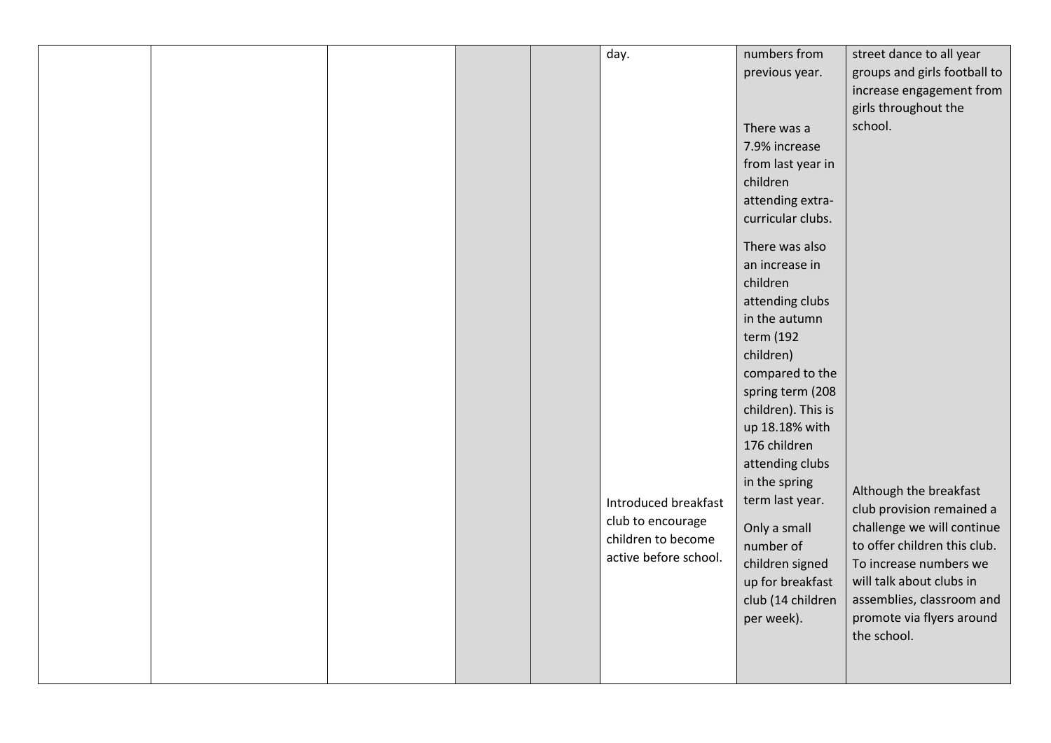|  |  |  |  |  |  |  |  |
|---|---|---|---|---|---|---|---|
|  |  |  |  |  | day. | numbers from previous year.<br><br>There was a 7.9% increase from last year in children attending extra-curricular clubs.<br><br>There was also an increase in children attending clubs in the autumn term (192 children) compared to the spring term (208 children). This is up 18.18% with 176 children attending clubs in the spring term last year. | street dance to all year groups and girls football to increase engagement from girls throughout the school. |
|  |  |  |  |  | Introduced breakfast club to encourage children to become active before school. | Only a small number of children signed up for breakfast club (14 children per week). | Although the breakfast club provision remained a challenge we will continue to offer children this club. To increase numbers we will talk about clubs in assemblies, classroom and promote via flyers around the school. |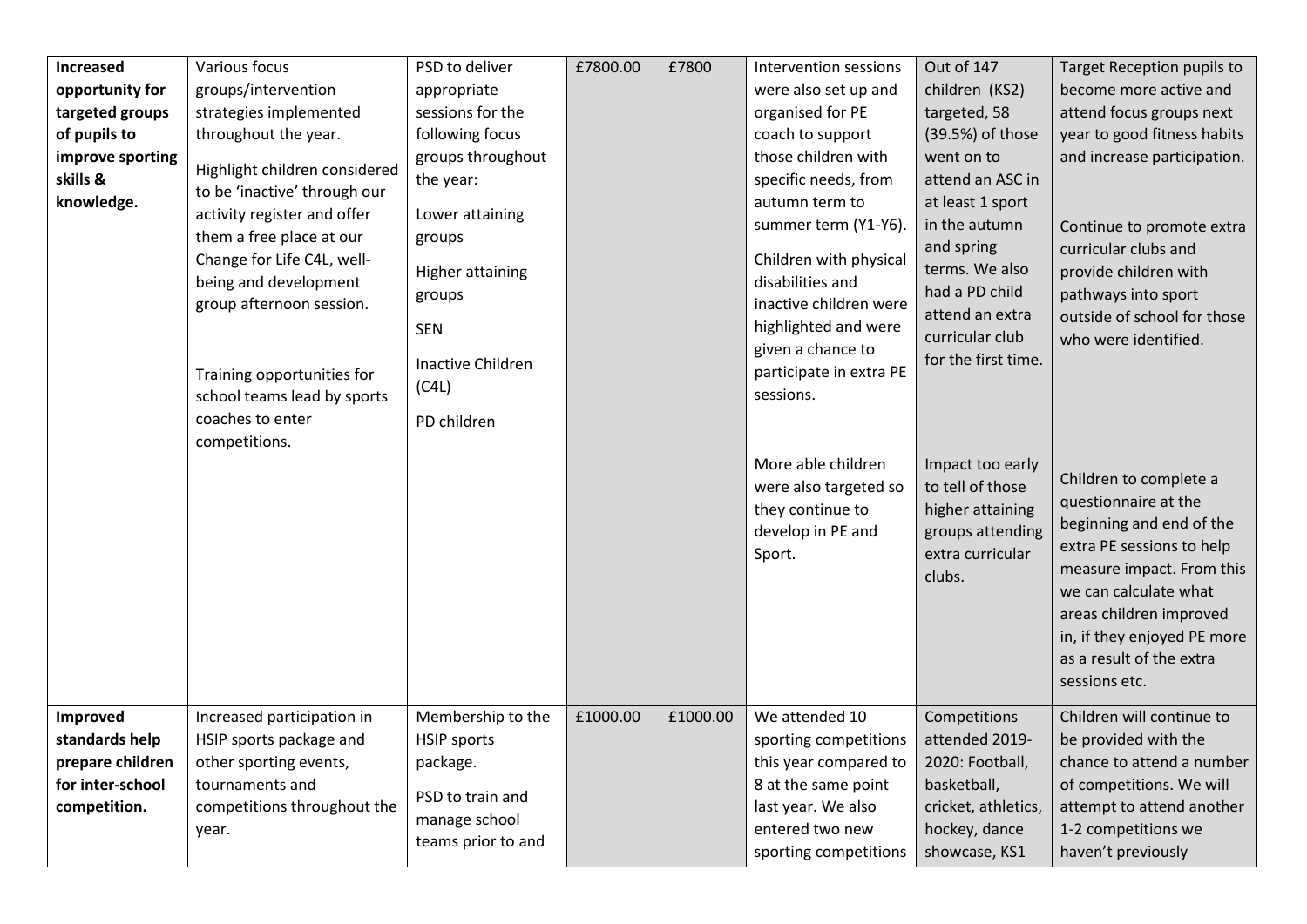| **Increased opportunity for targeted groups of pupils to improve sporting skills & knowledge.** | Various focus groups/intervention strategies implemented throughout the year.<br><br>Highlight children considered to be 'inactive' through our activity register and offer them a free place at our Change for Life C4L, well-being and development group afternoon session.<br><br>Training opportunities for school teams lead by sports coaches to enter competitions. | PSD to deliver appropriate sessions for the following focus groups throughout the year:<br><br>Lower attaining groups<br><br>Higher attaining groups<br><br>SEN<br><br>Inactive Children (C4L)<br><br>PD children | £7800.00 | £7800 | Intervention sessions were also set up and organised for PE coach to support those children with specific needs, from autumn term to summer term (Y1-Y6).<br><br>Children with physical disabilities and inactive children were highlighted and were given a chance to participate in extra PE sessions.<br><br>More able children were also targeted so they continue to develop in PE and Sport. | Out of 147 children (KS2) targeted, 58 (39.5%) of those went on to attend an ASC in at least 1 sport in the autumn and spring terms. We also had a PD child attend an extra curricular club for the first time.<br><br>Impact too early to tell of those higher attaining groups attending extra curricular clubs. | Target Reception pupils to become more active and attend focus groups next year to good fitness habits and increase participation.<br><br>Continue to promote extra curricular clubs and provide children with pathways into sport outside of school for those who were identified.<br><br>Children to complete a questionnaire at the beginning and end of the extra PE sessions to help measure impact. From this we can calculate what areas children improved in, if they enjoyed PE more as a result of the extra sessions etc. |
|---|---|---|---|---|---|---|---|
| **Improved standards help prepare children for inter-school competition.** | Increased participation in HSIP sports package and other sporting events, tournaments and competitions throughout the year. | Membership to the HSIP sports package.<br><br>PSD to train and manage school teams prior to and | £1000.00 | £1000.00 | We attended 10 sporting competitions this year compared to 8 at the same point last year. We also entered two new sporting competitions | Competitions attended 2019-2020: Football, basketball, cricket, athletics, hockey, dance showcase, KS1 | Children will continue to be provided with the chance to attend a number of competitions. We will attempt to attend another 1-2 competitions we haven't previously |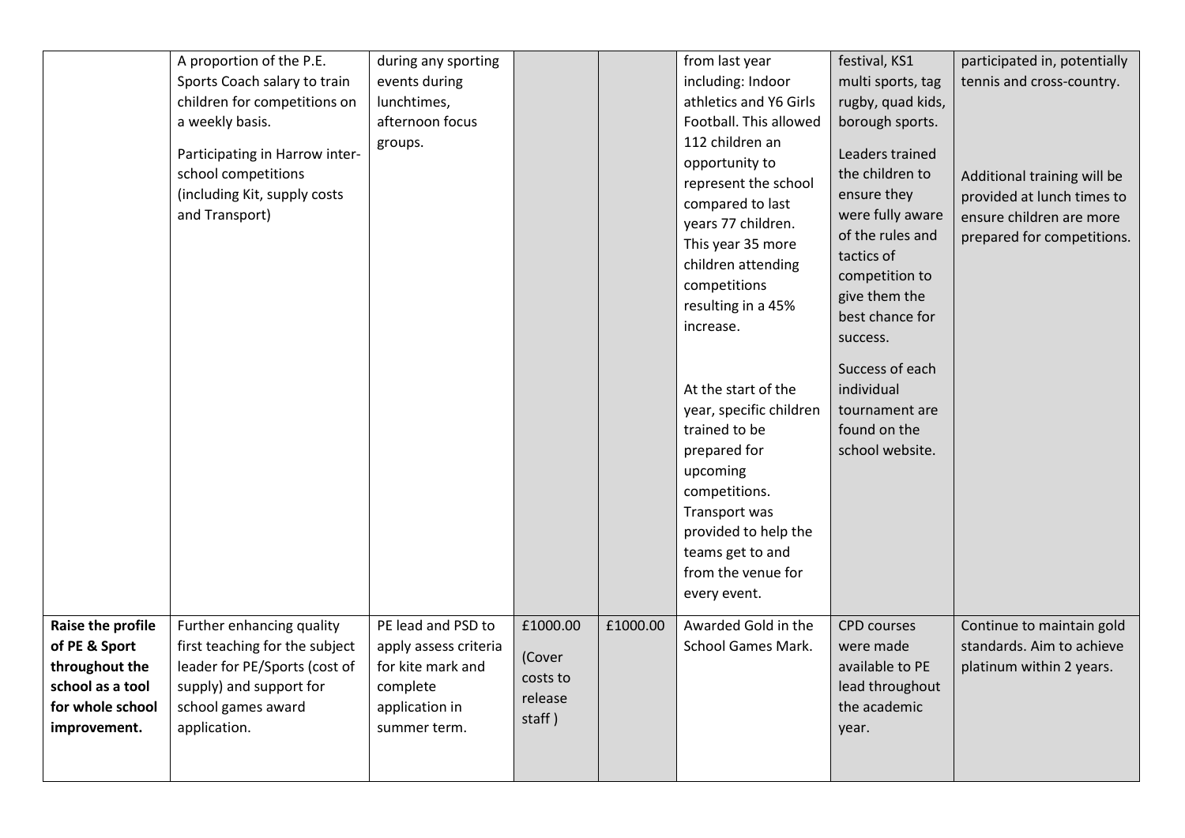| | | | | | | | |
|---|---|---|---|---|---|---|---|
| | A proportion of the P.E. Sports Coach salary to train children for competitions on a weekly basis.<br><br>Participating in Harrow inter-school competitions (including Kit, supply costs and Transport) | during any sporting events during lunchtimes, afternoon focus groups. | | | from last year including: Indoor athletics and Y6 Girls Football. This allowed 112 children an opportunity to represent the school compared to last years 77 children. This year 35 more children attending competitions resulting in a 45% increase.<br><br>At the start of the year, specific children trained to be prepared for upcoming competitions. Transport was provided to help the teams get to and from the venue for every event. | festival, KS1 multi sports, tag rugby, quad kids, borough sports.<br><br>Leaders trained the children to ensure they were fully aware of the rules and tactics of competition to give them the best chance for success.<br><br>Success of each individual tournament are found on the school website. | participated in, potentially tennis and cross-country.<br><br>Additional training will be provided at lunch times to ensure children are more prepared for competitions. |
| **Raise the profile of PE & Sport throughout the school as a tool for whole school improvement.** | Further enhancing quality first teaching for the subject leader for PE/Sports (cost of supply) and support for school games award application. | PE lead and PSD to apply assess criteria for kite mark and complete application in summer term. | £1000.00 (Cover costs to release staff ) | £1000.00 | Awarded Gold in the School Games Mark. | CPD courses were made available to PE lead throughout the academic year. | Continue to maintain gold standards. Aim to achieve platinum within 2 years. |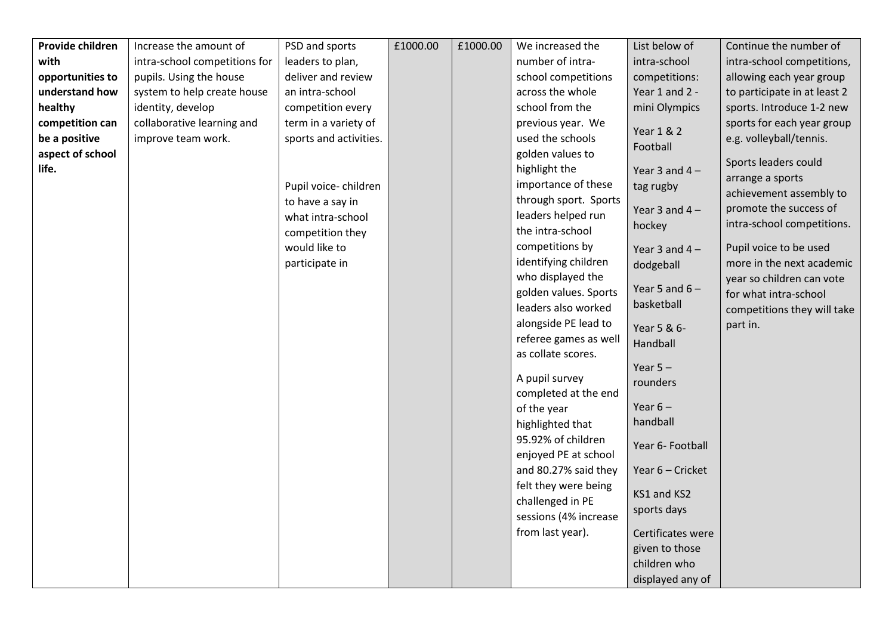| **Provide children with opportunities to understand how healthy competition can be a positive aspect of school life.** | Increase the amount of intra-school competitions for pupils. Using the house system to help create house identity, develop collaborative learning and improve team work. | PSD and sports leaders to plan, deliver and review an intra-school competition every term in a variety of sports and activities.<br><br>Pupil voice- children to have a say in what intra-school competition they would like to participate in | £1000.00 | £1000.00 | We increased the number of intra-school competitions across the whole school from the previous year. We used the schools golden values to highlight the importance of these through sport. Sports leaders helped run the intra-school competitions by identifying children who displayed the golden values. Sports leaders also worked alongside PE lead to referee games as well as collate scores.<br><br>A pupil survey completed at the end of the year highlighted that 95.92% of children enjoyed PE at school and 80.27% said they felt they were being challenged in PE sessions (4% increase from last year). | List below of intra-school competitions:<br>Year 1 and 2 - mini Olympics<br><br>Year 1 & 2 Football<br><br>Year 3 and 4 – tag rugby<br><br>Year 3 and 4 – hockey<br><br>Year 3 and 4 – dodgeball<br><br>Year 5 and 6 – basketball<br><br>Year 5 & 6- Handball<br><br>Year 5 – rounders<br><br>Year 6 – handball<br><br>Year 6- Football<br><br>Year 6 – Cricket<br><br>KS1 and KS2 sports days<br><br>Certificates were given to those children who displayed any of | Continue the number of intra-school competitions, allowing each year group to participate in at least 2 sports. Introduce 1-2 new sports for each year group e.g. volleyball/tennis.<br><br>Sports leaders could arrange a sports achievement assembly to promote the success of intra-school competitions.<br><br>Pupil voice to be used more in the next academic year so children can vote for what intra-school competitions they will take part in. |
|---|---|---|---|---|---|---|---|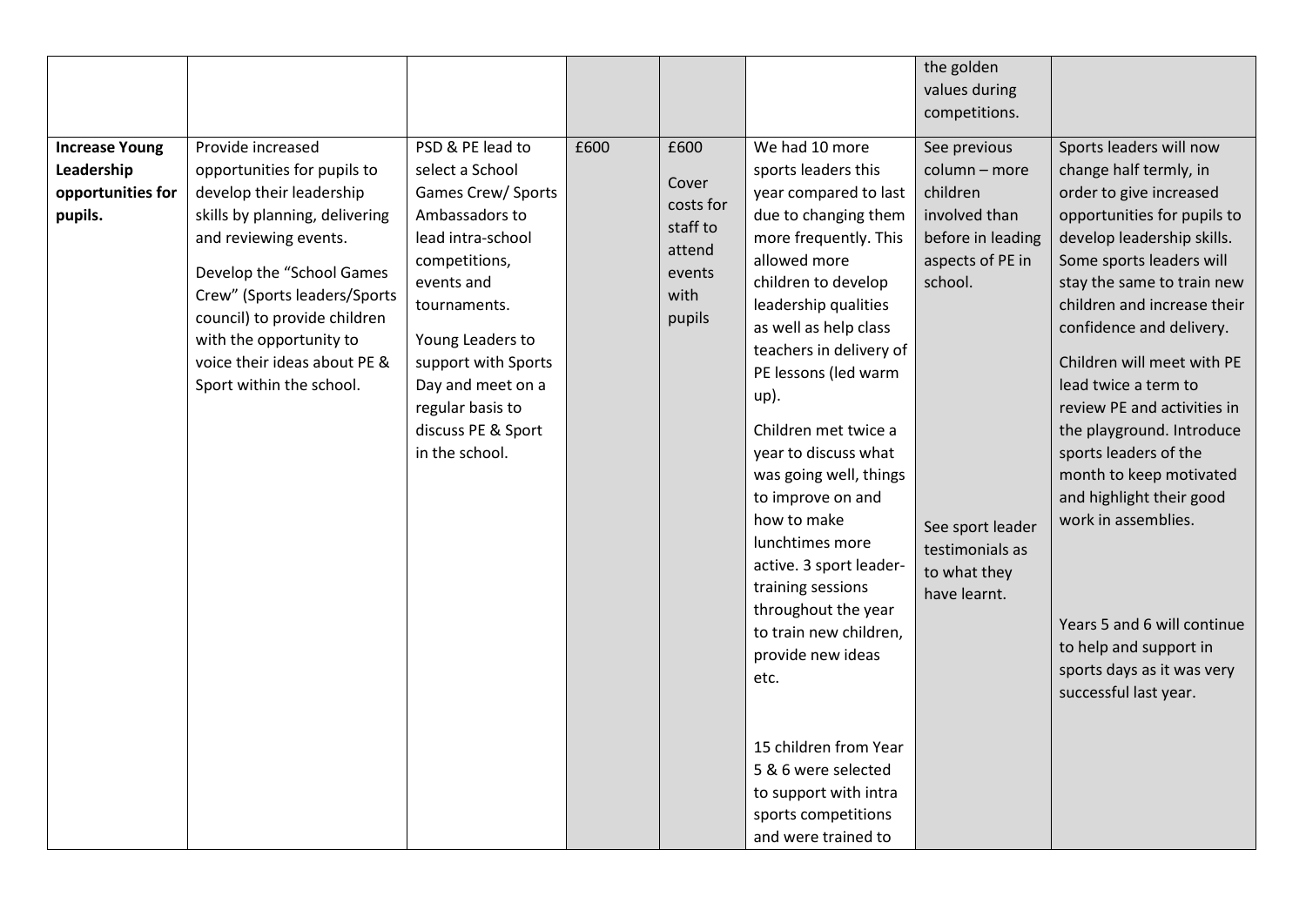| | | | | | | | |
|---|---|---|---|---|---|---|---|
| | | | | | | the golden values during competitions. | |
| **Increase Young Leadership opportunities for pupils.** | Provide increased opportunities for pupils to develop their leadership skills by planning, delivering and reviewing events. Develop the "School Games Crew" (Sports leaders/Sports council) to provide children with the opportunity to voice their ideas about PE & Sport within the school. | PSD & PE lead to select a School Games Crew/ Sports Ambassadors to lead intra-school competitions, events and tournaments. Young Leaders to support with Sports Day and meet on a regular basis to discuss PE & Sport in the school. | £600 | £600 Cover costs for staff to attend events with pupils | We had 10 more sports leaders this year compared to last due to changing them more frequently. This allowed more children to develop leadership qualities as well as help class teachers in delivery of PE lessons (led warm up). Children met twice a year to discuss what was going well, things to improve on and how to make lunchtimes more active. 3 sport leader-training sessions throughout the year to train new children, provide new ideas etc. 15 children from Year 5 & 6 were selected to support with intra sports competitions and were trained to | See previous column – more children involved than before in leading aspects of PE in school. See sport leader testimonials as to what they have learnt. | Sports leaders will now change half termly, in order to give increased opportunities for pupils to develop leadership skills. Some sports leaders will stay the same to train new children and increase their confidence and delivery. Children will meet with PE lead twice a term to review PE and activities in the playground. Introduce sports leaders of the month to keep motivated and highlight their good work in assemblies. Years 5 and 6 will continue to help and support in sports days as it was very successful last year. |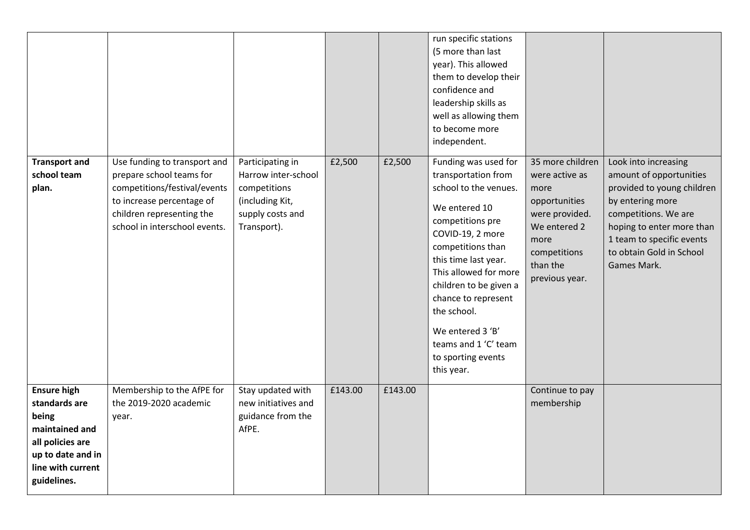| | | | | | | | |
|---|---|---|---|---|---|---|---|
| | | | | | run specific stations (5 more than last year). This allowed them to develop their confidence and leadership skills as well as allowing them to become more independent. | | |
| **Transport and school team plan.** | Use funding to transport and prepare school teams for competitions/festival/events to increase percentage of children representing the school in interschool events. | Participating in Harrow inter-school competitions (including Kit, supply costs and Transport). | £2,500 | £2,500 | Funding was used for transportation from school to the venues.<br><br>We entered 10 competitions pre COVID-19, 2 more competitions than this time last year. This allowed for more children to be given a chance to represent the school.<br><br>We entered 3 'B' teams and 1 'C' team to sporting events this year. | 35 more children were active as more opportunities were provided. We entered 2 more competitions than the previous year. | Look into increasing amount of opportunities provided to young children by entering more competitions. We are hoping to enter more than 1 team to specific events to obtain Gold in School Games Mark. |
| **Ensure high standards are being maintained and all policies are up to date and in line with current guidelines.** | Membership to the AfPE for the 2019-2020 academic year. | Stay updated with new initiatives and guidance from the AfPE. | £143.00 | £143.00 | | Continue to pay membership | |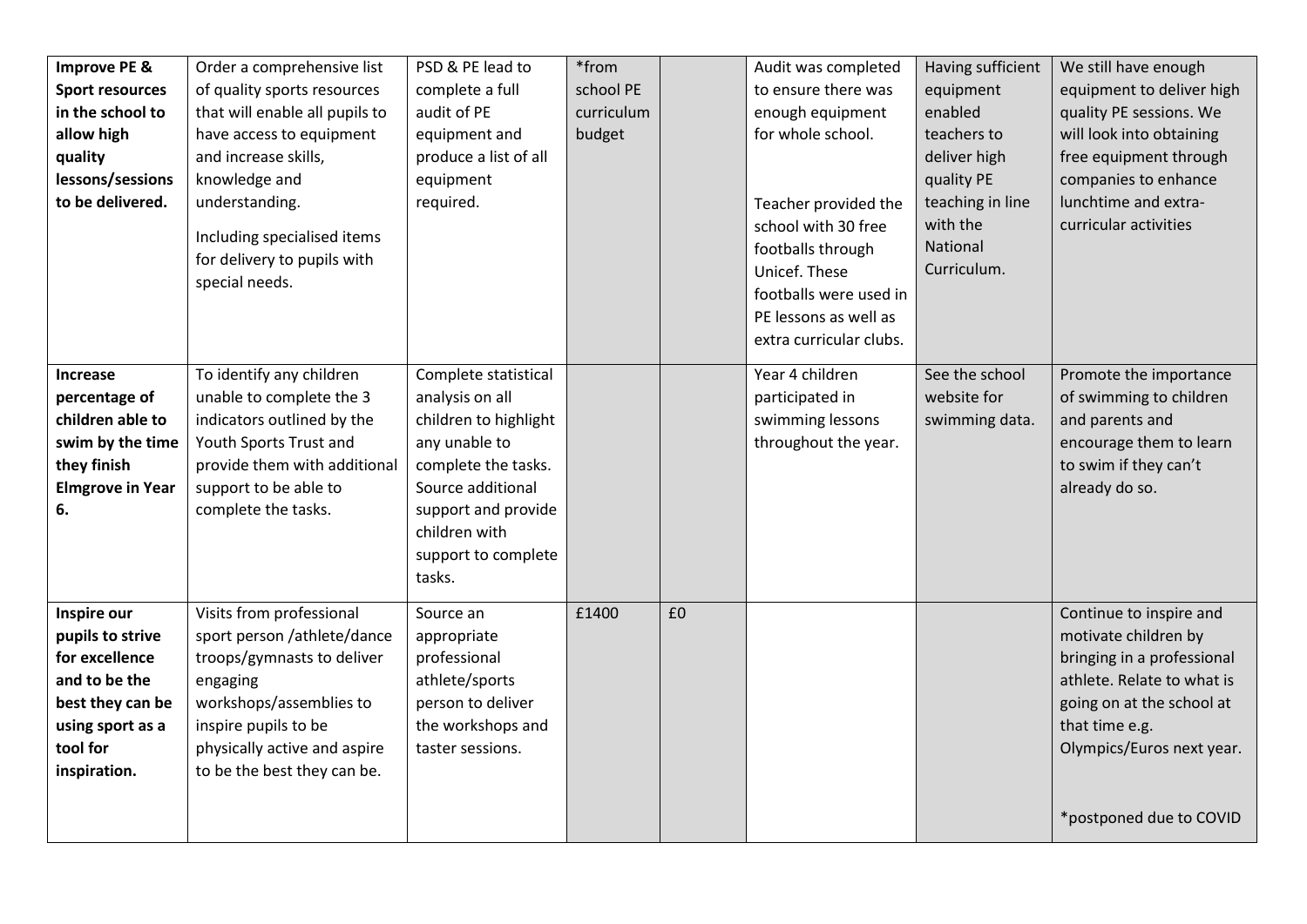| **Improve PE & Sport resources in the school to allow high quality lessons/sessions to be delivered.** | Order a comprehensive list of quality sports resources that will enable all pupils to have access to equipment and increase skills, knowledge and understanding.<br><br>Including specialised items for delivery to pupils with special needs. | PSD & PE lead to complete a full audit of PE equipment and produce a list of all equipment required. | *from school PE curriculum budget | | Audit was completed to ensure there was enough equipment for whole school.<br><br>Teacher provided the school with 30 free footballs through Unicef. These footballs were used in PE lessons as well as extra curricular clubs. | Having sufficient equipment enabled teachers to deliver high quality PE teaching in line with the National Curriculum. | We still have enough equipment to deliver high quality PE sessions. We will look into obtaining free equipment through companies to enhance lunchtime and extra-curricular activities |
|---|---|---|---|---|---|---|---|
| **Increase percentage of children able to swim by the time they finish Elmgrove in Year 6.** | To identify any children unable to complete the 3 indicators outlined by the Youth Sports Trust and provide them with additional support to be able to complete the tasks. | Complete statistical analysis on all children to highlight any unable to complete the tasks. Source additional support and provide children with support to complete tasks. | | | Year 4 children participated in swimming lessons throughout the year. | See the school website for swimming data. | Promote the importance of swimming to children and parents and encourage them to learn to swim if they can't already do so. |
| **Inspire our pupils to strive for excellence and to be the best they can be using sport as a tool for inspiration.** | Visits from professional sport person /athlete/dance troops/gymnasts to deliver engaging workshops/assemblies to inspire pupils to be physically active and aspire to be the best they can be. | Source an appropriate professional athlete/sports person to deliver the workshops and taster sessions. | £1400 | £0 | | | Continue to inspire and motivate children by bringing in a professional athlete. Relate to what is going on at the school at that time e.g. Olympics/Euros next year.<br><br>*postponed due to COVID |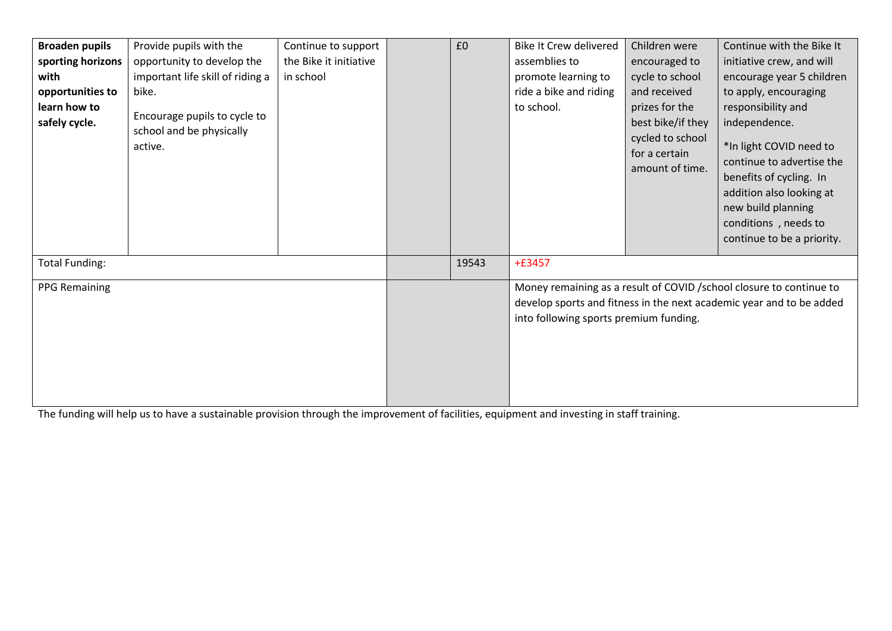| | | | | | | | |
|---|---|---|---|---|---|---|---|
| **Broaden pupils sporting horizons with opportunities to learn how to safely cycle.** | Provide pupils with the opportunity to develop the important life skill of riding a bike.<br><br>Encourage pupils to cycle to school and be physically active. | Continue to support the Bike it initiative in school | | £0 | Bike It Crew delivered assemblies to promote learning to ride a bike and riding to school. | Children were encouraged to cycle to school and received prizes for the best bike/if they cycled to school for a certain amount of time. | Continue with the Bike It initiative crew, and will encourage year 5 children to apply, encouraging responsibility and independence.<br><br>*In light COVID need to continue to advertise the benefits of cycling. In addition also looking at new build planning conditions , needs to continue to be a priority. |
| Total Funding: | | | | 19543 | +£3457 | | |
| PPG Remaining | | | | | Money remaining as a result of COVID /school closure to continue to develop sports and fitness in the next academic year and to be added into following sports premium funding. | | |

The funding will help us to have a sustainable provision through the improvement of facilities, equipment and investing in staff training.